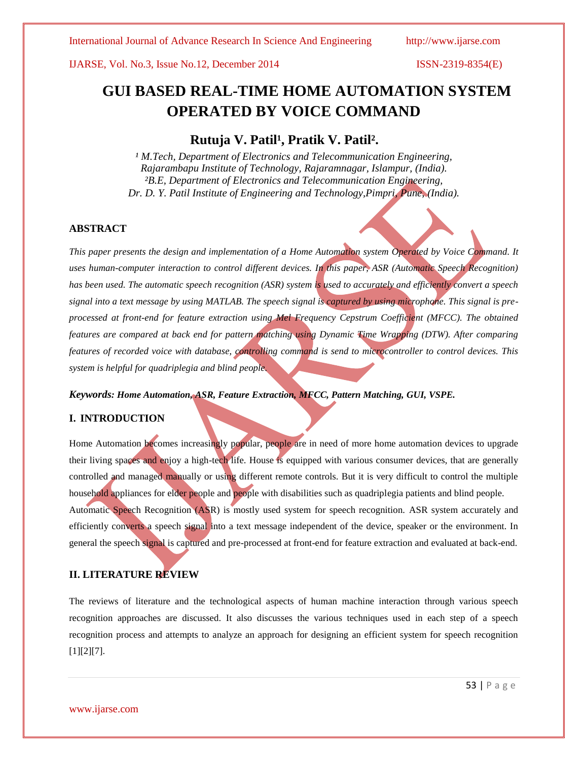# GUI BASED REAL-TIME HOME AUTOMATION SYSTEM OPERATED BY VOICE COMMAND

## Rutuja V. Patil[1], Pratik V. Patil[2].

*[1] M.Tech, Department of Electronics and Telecommunication Engineering, Rajarambapu Institute of Technology, Rajaramnagar, Islampur, (India).*
*[2]B.E, Department of Electronics and Telecommunication Engineering, Dr. D. Y. Patil Institute of Engineering and Technology,Pimpri, Pune, (India).*

### ABSTRACT

*This paper presents the design and implementation of a Home Automation system Operated by Voice Command. It uses human-computer interaction to control different devices. In this paper, ASR (Automatic Speech Recognition) has been used. The automatic speech recognition (ASR) system is used to accurately and efficiently convert a speech signal into a text message by using MATLAB. The speech signal is captured by using microphone. This signal is pre-processed at front-end for feature extraction using Mel Frequency Cepstrum Coefficient (MFCC). The obtained features are compared at back end for pattern matching using Dynamic Time Wrapping (DTW). After comparing features of recorded voice with database, controlling command is send to microcontroller to control devices. This system is helpful for quadriplegia and blind people.*

***Keywords: Home Automation, ASR, Feature Extraction, MFCC, Pattern Matching, GUI, VSPE.***

### I. INTRODUCTION

Home Automation becomes increasingly popular, people are in need of more home automation devices to upgrade their living spaces and enjoy a high-tech life. House is equipped with various consumer devices, that are generally controlled and managed manually or using different remote controls. But it is very difficult to control the multiple household appliances for elder people and people with disabilities such as quadriplegia patients and blind people.

Automatic Speech Recognition (ASR) is mostly used system for speech recognition. ASR system accurately and efficiently converts a speech signal into a text message independent of the device, speaker or the environment. In general the speech signal is captured and pre-processed at front-end for feature extraction and evaluated at back-end.

### II. LITERATURE REVIEW

The reviews of literature and the technological aspects of human machine interaction through various speech recognition approaches are discussed. It also discusses the various techniques used in each step of a speech recognition process and attempts to analyze an approach for designing an efficient system for speech recognition [1][2][7].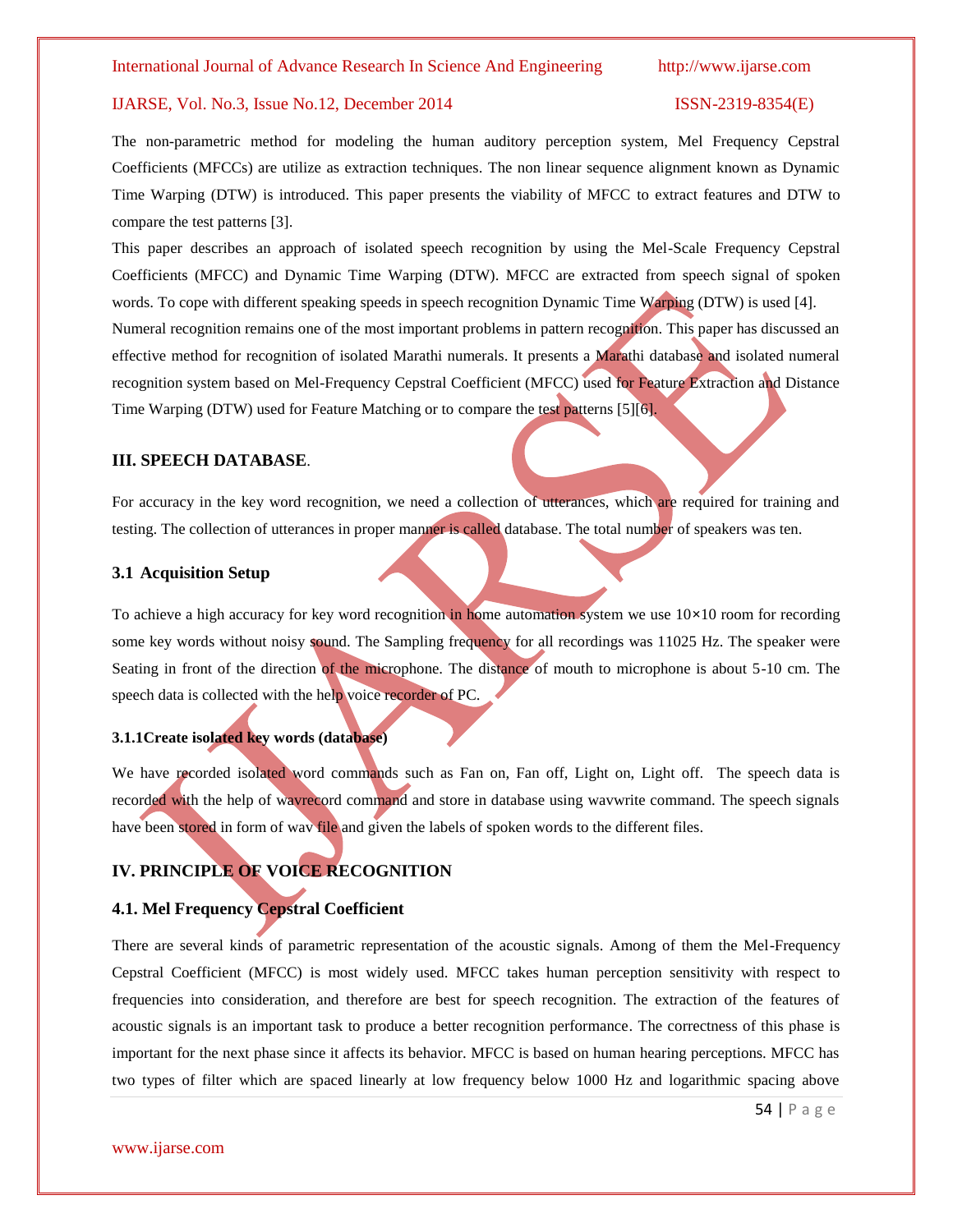The non-parametric method for modeling the human auditory perception system, Mel Frequency Cepstral Coefficients (MFCCs) are utilize as extraction techniques. The non linear sequence alignment known as Dynamic Time Warping (DTW) is introduced. This paper presents the viability of MFCC to extract features and DTW to compare the test patterns [3].

This paper describes an approach of isolated speech recognition by using the Mel-Scale Frequency Cepstral Coefficients (MFCC) and Dynamic Time Warping (DTW). MFCC are extracted from speech signal of spoken words. To cope with different speaking speeds in speech recognition Dynamic Time Warping (DTW) is used [4].

Numeral recognition remains one of the most important problems in pattern recognition. This paper has discussed an effective method for recognition of isolated Marathi numerals. It presents a Marathi database and isolated numeral recognition system based on Mel-Frequency Cepstral Coefficient (MFCC) used for Feature Extraction and Distance Time Warping (DTW) used for Feature Matching or to compare the test patterns [5][6].

## III. SPEECH DATABASE.

For accuracy in the key word recognition, we need a collection of utterances, which are required for training and testing. The collection of utterances in proper manner is called database. The total number of speakers was ten.

### 3.1 Acquisition Setup

To achieve a high accuracy for key word recognition in home automation system we use 10×10 room for recording some key words without noisy sound. The Sampling frequency for all recordings was 11025 Hz. The speaker were Seating in front of the direction of the microphone. The distance of mouth to microphone is about 5-10 cm. The speech data is collected with the help voice recorder of PC.

#### 3.1.1Create isolated key words (database)

We have recorded isolated word commands such as Fan on, Fan off, Light on, Light off. The speech data is recorded with the help of wavrecord command and store in database using wavwrite command. The speech signals have been stored in form of wav file and given the labels of spoken words to the different files.

## IV. PRINCIPLE OF VOICE RECOGNITION

### 4.1. Mel Frequency Cepstral Coefficient

There are several kinds of parametric representation of the acoustic signals. Among of them the Mel-Frequency Cepstral Coefficient (MFCC) is most widely used. MFCC takes human perception sensitivity with respect to frequencies into consideration, and therefore are best for speech recognition. The extraction of the features of acoustic signals is an important task to produce a better recognition performance. The correctness of this phase is important for the next phase since it affects its behavior. MFCC is based on human hearing perceptions. MFCC has two types of filter which are spaced linearly at low frequency below 1000 Hz and logarithmic spacing above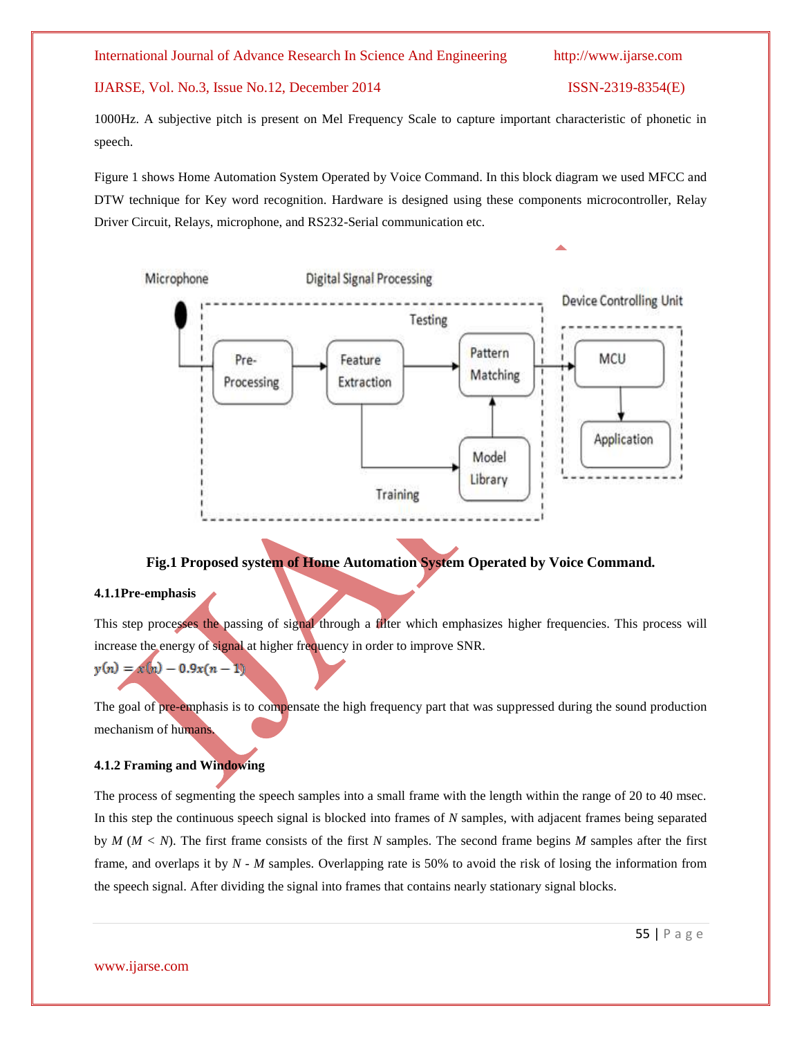1000Hz. A subjective pitch is present on Mel Frequency Scale to capture important characteristic of phonetic in speech.

Figure 1 shows Home Automation System Operated by Voice Command. In this block diagram we used MFCC and DTW technique for Key word recognition. Hardware is designed using these components microcontroller, Relay Driver Circuit, Relays, microphone, and RS232-Serial communication etc.

**Fig.1 Proposed system of Home Automation System Operated by Voice Command.**

#### 4.1.1Pre-emphasis

This step processes the passing of signal through a filter which emphasizes higher frequencies. This process will increase the energy of signal at higher frequency in order to improve SNR.

$$y(n) = x(n) - 0.9x(n-1)$$

The goal of pre-emphasis is to compensate the high frequency part that was suppressed during the sound production mechanism of humans.

#### 4.1.2 Framing and Windowing

The process of segmenting the speech samples into a small frame with the length within the range of 20 to 40 msec. In this step the continuous speech signal is blocked into frames of $N$ samples, with adjacent frames being separated by $M$ ($M < N$). The first frame consists of the first $N$ samples. The second frame begins $M$ samples after the first frame, and overlaps it by $N - M$ samples. Overlapping rate is 50% to avoid the risk of losing the information from the speech signal. After dividing the signal into frames that contains nearly stationary signal blocks.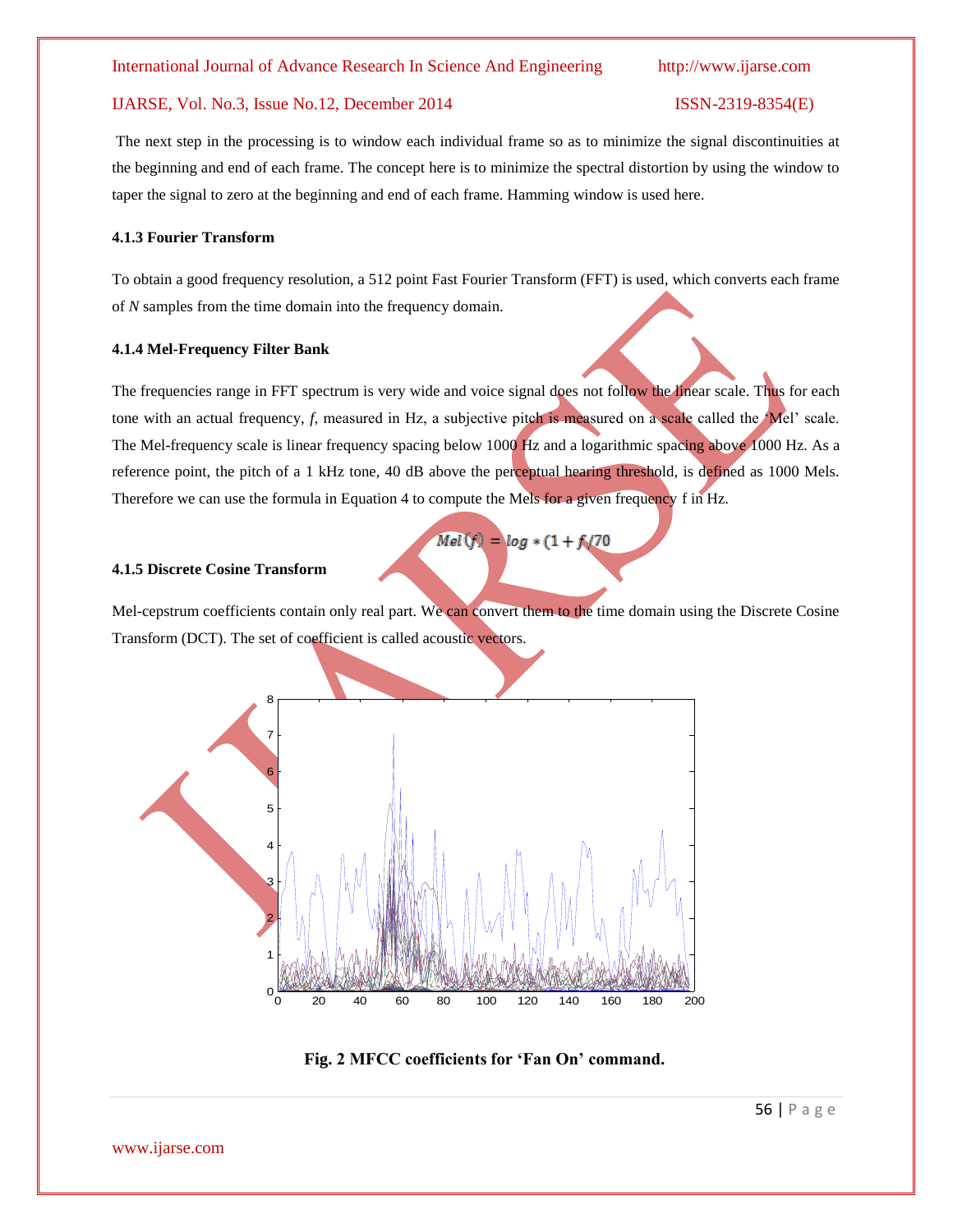The next step in the processing is to window each individual frame so as to minimize the signal discontinuities at the beginning and end of each frame. The concept here is to minimize the spectral distortion by using the window to taper the signal to zero at the beginning and end of each frame. Hamming window is used here.

#### 4.1.3 Fourier Transform

To obtain a good frequency resolution, a 512 point Fast Fourier Transform (FFT) is used, which converts each frame of $N$ samples from the time domain into the frequency domain.

#### 4.1.4 Mel-Frequency Filter Bank

The frequencies range in FFT spectrum is very wide and voice signal does not follow the linear scale. Thus for each tone with an actual frequency, $f$, measured in Hz, a subjective pitch is measured on a scale called the 'Mel' scale. The Mel-frequency scale is linear frequency spacing below 1000 Hz and a logarithmic spacing above 1000 Hz. As a reference point, the pitch of a 1 kHz tone, 40 dB above the perceptual hearing threshold, is defined as 1000 Mels. Therefore we can use the formula in Equation 4 to compute the Mels for a given frequency f in Hz.

$$Mel(f) = log * (1 + f/70$$

#### 4.1.5 Discrete Cosine Transform

Mel-cepstrum coefficients contain only real part. We can convert them to the time domain using the Discrete Cosine Transform (DCT). The set of coefficient is called acoustic vectors.

**Fig. 2 MFCC coefficients for 'Fan On' command.**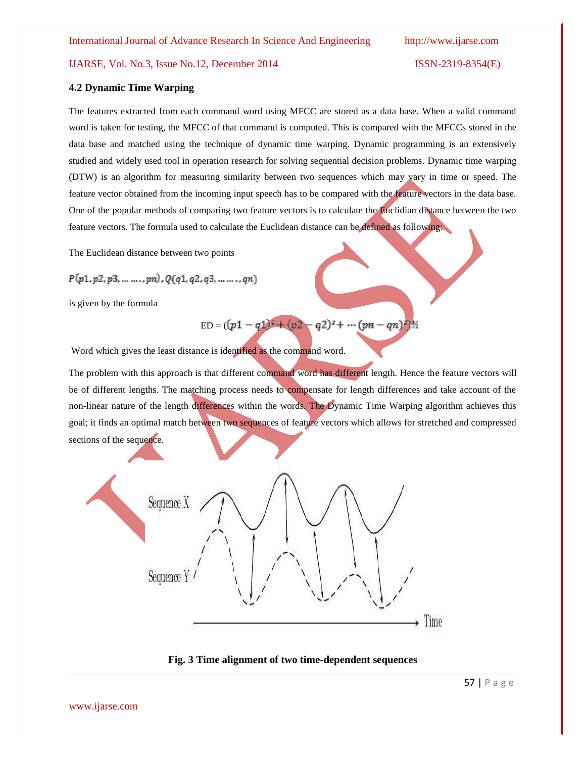### 4.2 Dynamic Time Warping

The features extracted from each command word using MFCC are stored as a data base. When a valid command word is taken for testing, the MFCC of that command is computed. This is compared with the MFCCs stored in the data base and matched using the technique of dynamic time warping. Dynamic programming is an extensively studied and widely used tool in operation research for solving sequential decision problems. Dynamic time warping (DTW) is an algorithm for measuring similarity between two sequences which may vary in time or speed. The feature vector obtained from the incoming input speech has to be compared with the feature vectors in the data base. One of the popular methods of comparing two feature vectors is to calculate the Euclidian distance between the two feature vectors. The formula used to calculate the Euclidean distance can be defined as following:

The Euclidean distance between two points

$P(p1, p2, p3, \ldots\ldots, pn), Q(q1, q2, q3, \ldots\ldots, qn)$

is given by the formula

$$ED = ((p1 - q1)^2 + (p2 - q2)^2 + \cdots (pn - qn)^2)^{1/2}$$

Word which gives the least distance is identified as the command word.

The problem with this approach is that different command word has different length. Hence the feature vectors will be of different lengths. The matching process needs to compensate for length differences and take account of the non-linear nature of the length differences within the words. The Dynamic Time Warping algorithm achieves this goal; it finds an optimal match between two sequences of feature vectors which allows for stretched and compressed sections of the sequence.

**Fig. 3 Time alignment of two time-dependent sequences**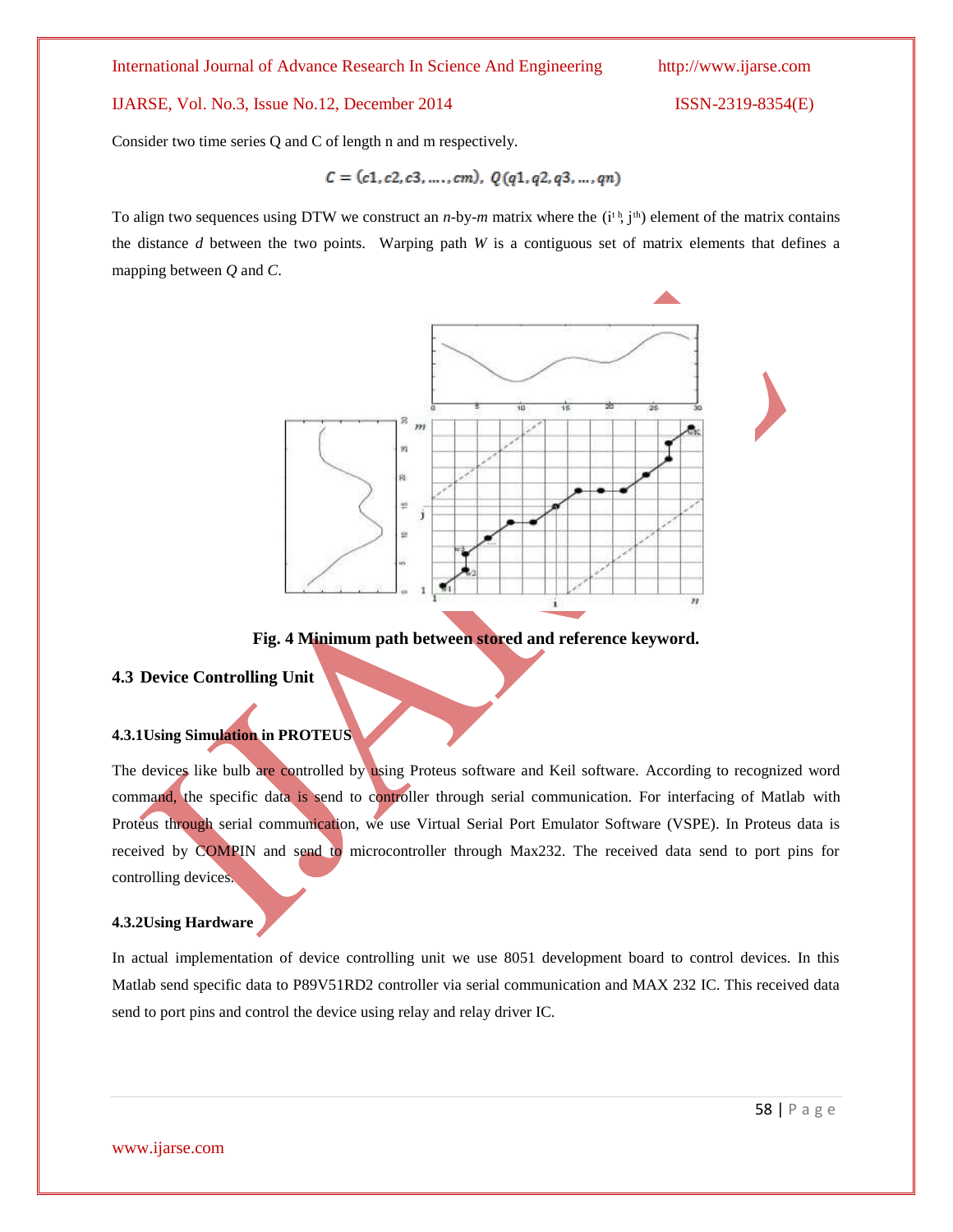Consider two time series Q and C of length n and m respectively.

$$C = (c1, c2, c3, \dots, cm),\ Q(q1, q2, q3, \dots, qn)$$

To align two sequences using DTW we construct an *n*-by-*m* matrix where the ($i^{th}$, $j^{th}$) element of the matrix contains the distance *d* between the two points. Warping path *W* is a contiguous set of matrix elements that defines a mapping between *Q* and *C*.

**Fig. 4 Minimum path between stored and reference keyword.**

### 4.3 Device Controlling Unit

#### 4.3.1Using Simulation in PROTEUS

The devices like bulb are controlled by using Proteus software and Keil software. According to recognized word command, the specific data is send to controller through serial communication. For interfacing of Matlab with Proteus through serial communication, we use Virtual Serial Port Emulator Software (VSPE). In Proteus data is received by COMPIN and send to microcontroller through Max232. The received data send to port pins for controlling devices.

#### 4.3.2Using Hardware

In actual implementation of device controlling unit we use 8051 development board to control devices. In this Matlab send specific data to P89V51RD2 controller via serial communication and MAX 232 IC. This received data send to port pins and control the device using relay and relay driver IC.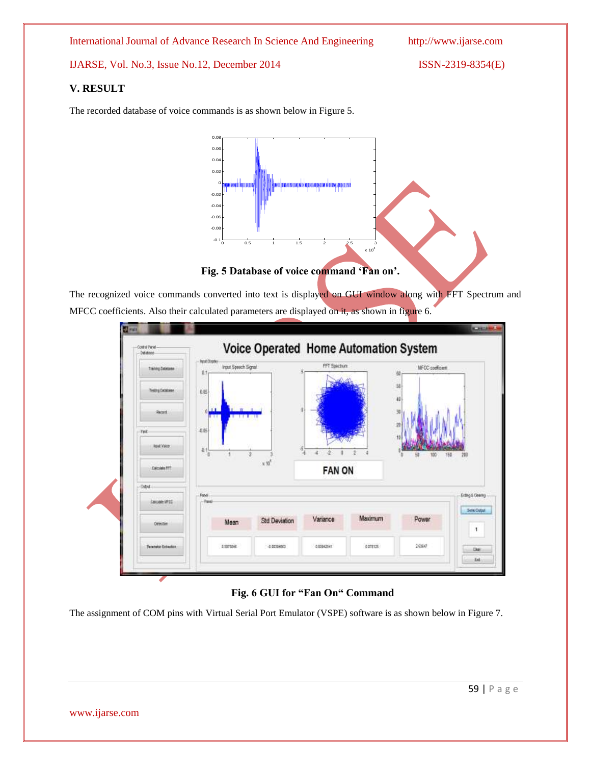## V. RESULT

The recorded database of voice commands is as shown below in Figure 5.

**Fig. 5 Database of voice command 'Fan on'.**

The recognized voice commands converted into text is displayed on GUI window along with FFT Spectrum and MFCC coefficients. Also their calculated parameters are displayed on it, as shown in figure 6.

**Fig. 6 GUI for "Fan On" Command**

The assignment of COM pins with Virtual Serial Port Emulator (VSPE) software is as shown below in Figure 7.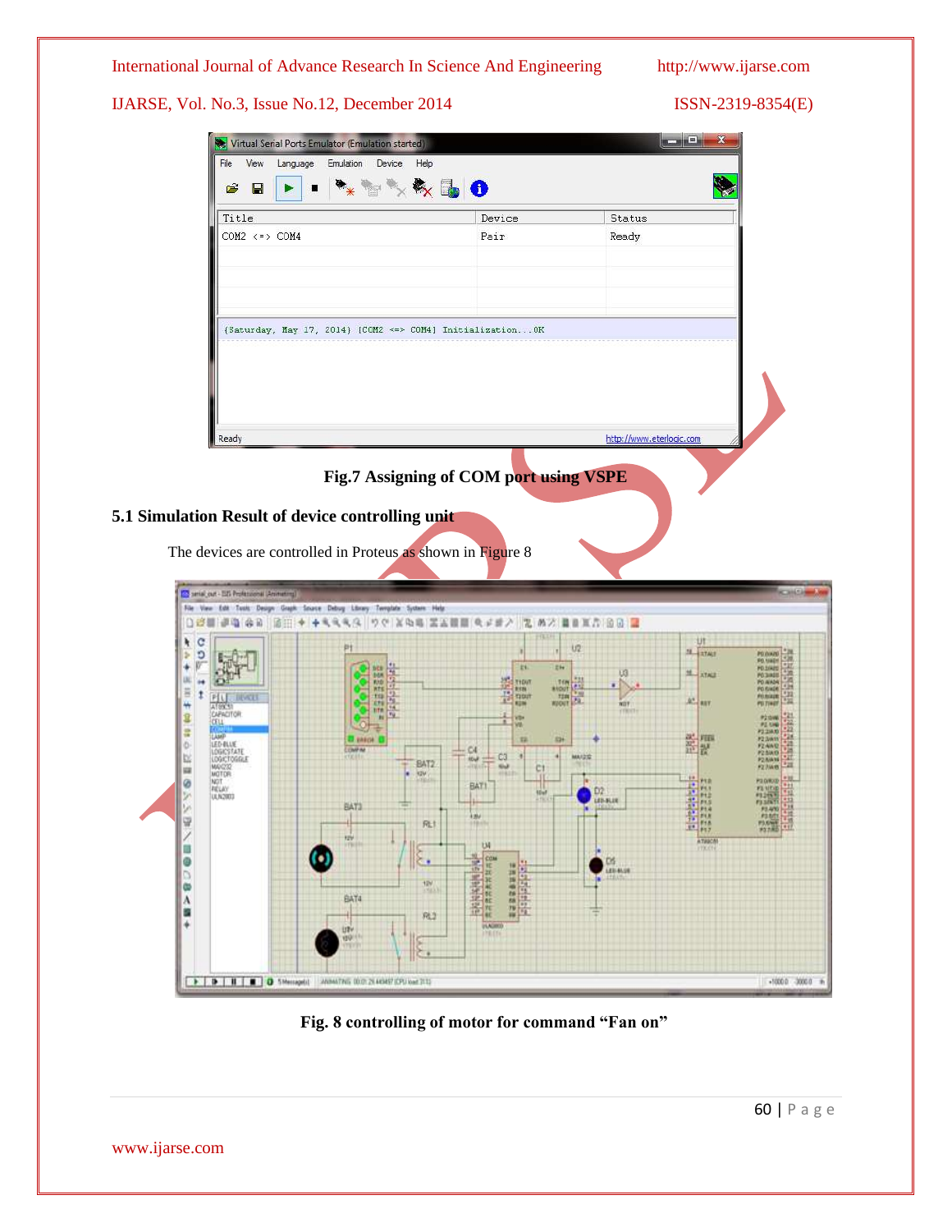Fig.7 Assigning of COM port using VSPE

### 5.1 Simulation Result of device controlling unit

The devices are controlled in Proteus as shown in Figure 8

Fig. 8 controlling of motor for command “Fan on”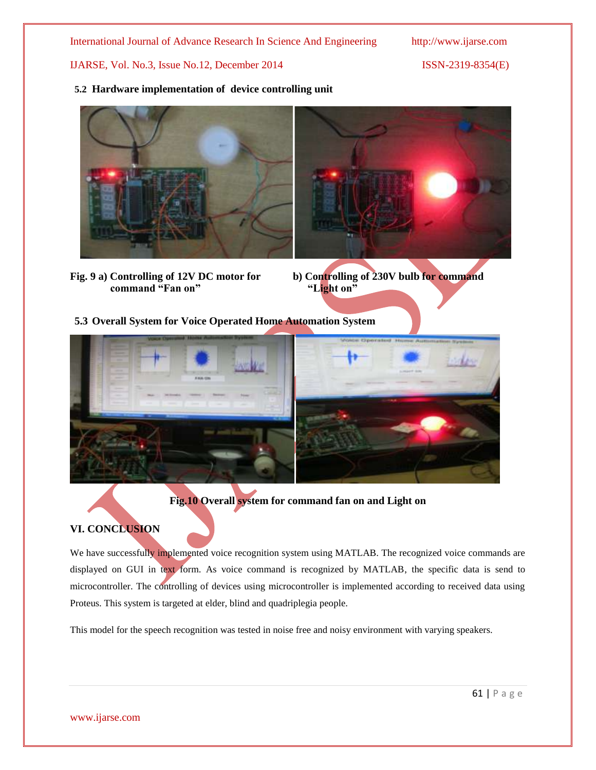### 5.2 Hardware implementation of device controlling unit

**Fig. 9 a) Controlling of 12V DC motor for command "Fan on"** **b) Controlling of 230V bulb for command "Light on"**

### 5.3 Overall System for Voice Operated Home Automation System

**Fig.10 Overall system for command fan on and Light on**

## VI. CONCLUSION

We have successfully implemented voice recognition system using MATLAB. The recognized voice commands are displayed on GUI in text form. As voice command is recognized by MATLAB, the specific data is send to microcontroller. The controlling of devices using microcontroller is implemented according to received data using Proteus. This system is targeted at elder, blind and quadriplegia people.

This model for the speech recognition was tested in noise free and noisy environment with varying speakers.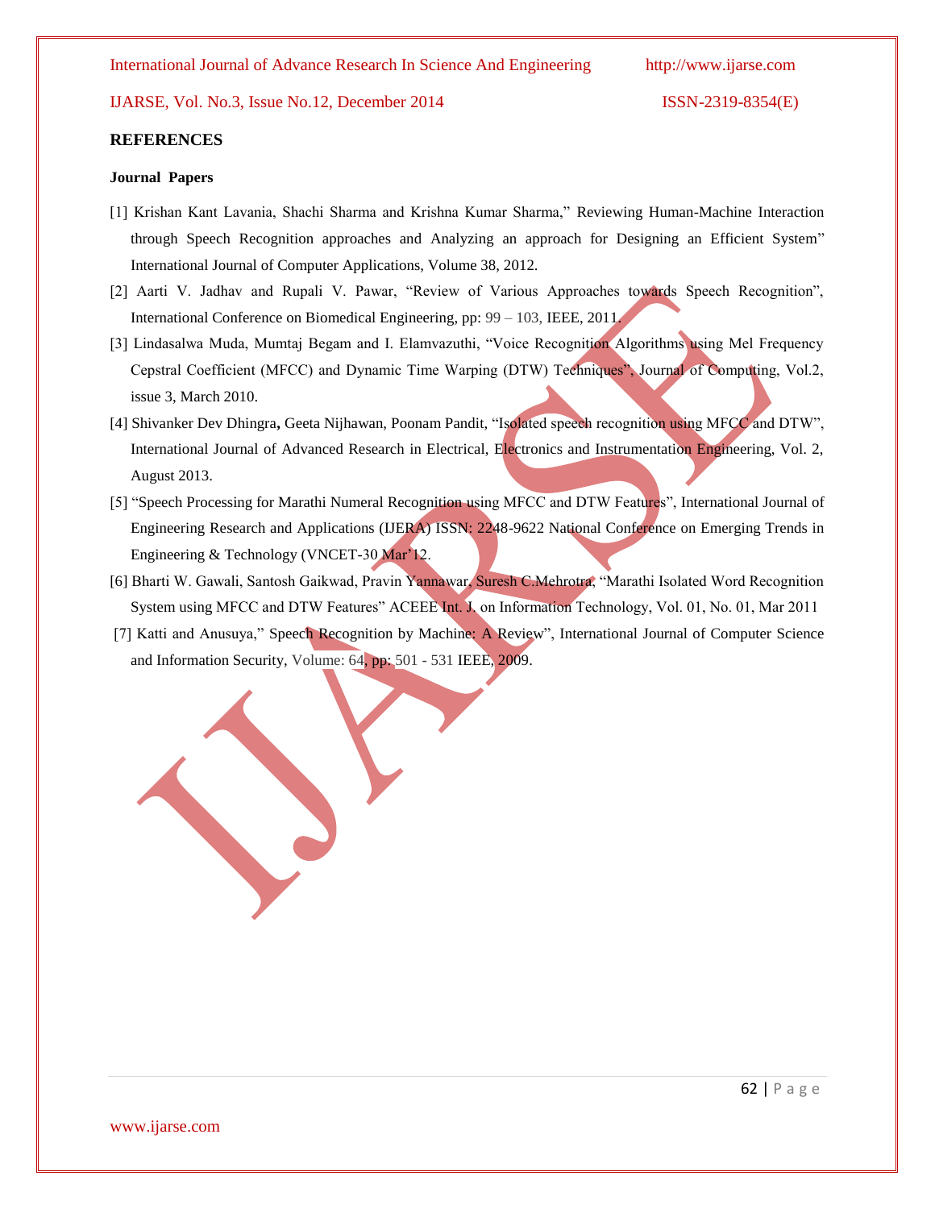## REFERENCES

### Journal Papers

[1] Krishan Kant Lavania, Shachi Sharma and Krishna Kumar Sharma," Reviewing Human-Machine Interaction through Speech Recognition approaches and Analyzing an approach for Designing an Efficient System" International Journal of Computer Applications, Volume 38, 2012.

[2] Aarti V. Jadhav and Rupali V. Pawar, "Review of Various Approaches towards Speech Recognition", International Conference on Biomedical Engineering, pp: 99 – 103, IEEE, 2011.

[3] Lindasalwa Muda, Mumtaj Begam and I. Elamvazuthi, "Voice Recognition Algorithms using Mel Frequency Cepstral Coefficient (MFCC) and Dynamic Time Warping (DTW) Techniques", Journal of Computing, Vol.2, issue 3, March 2010.

[4] Shivanker Dev Dhingra**,** Geeta Nijhawan, Poonam Pandit, "Isolated speech recognition using MFCC and DTW", International Journal of Advanced Research in Electrical, Electronics and Instrumentation Engineering, Vol. 2, August 2013.

[5] "Speech Processing for Marathi Numeral Recognition using MFCC and DTW Features", International Journal of Engineering Research and Applications (IJERA) ISSN: 2248-9622 National Conference on Emerging Trends in Engineering & Technology (VNCET-30 Mar'12.

[6] Bharti W. Gawali, Santosh Gaikwad, Pravin Yannawar, Suresh C.Mehrotra, "Marathi Isolated Word Recognition System using MFCC and DTW Features" ACEEE Int. J. on Information Technology, Vol. 01, No. 01, Mar 2011

[7] Katti and Anusuya," Speech Recognition by Machine: A Review", International Journal of Computer Science and Information Security, Volume: 64, pp: 501 - 531 IEEE, 2009.